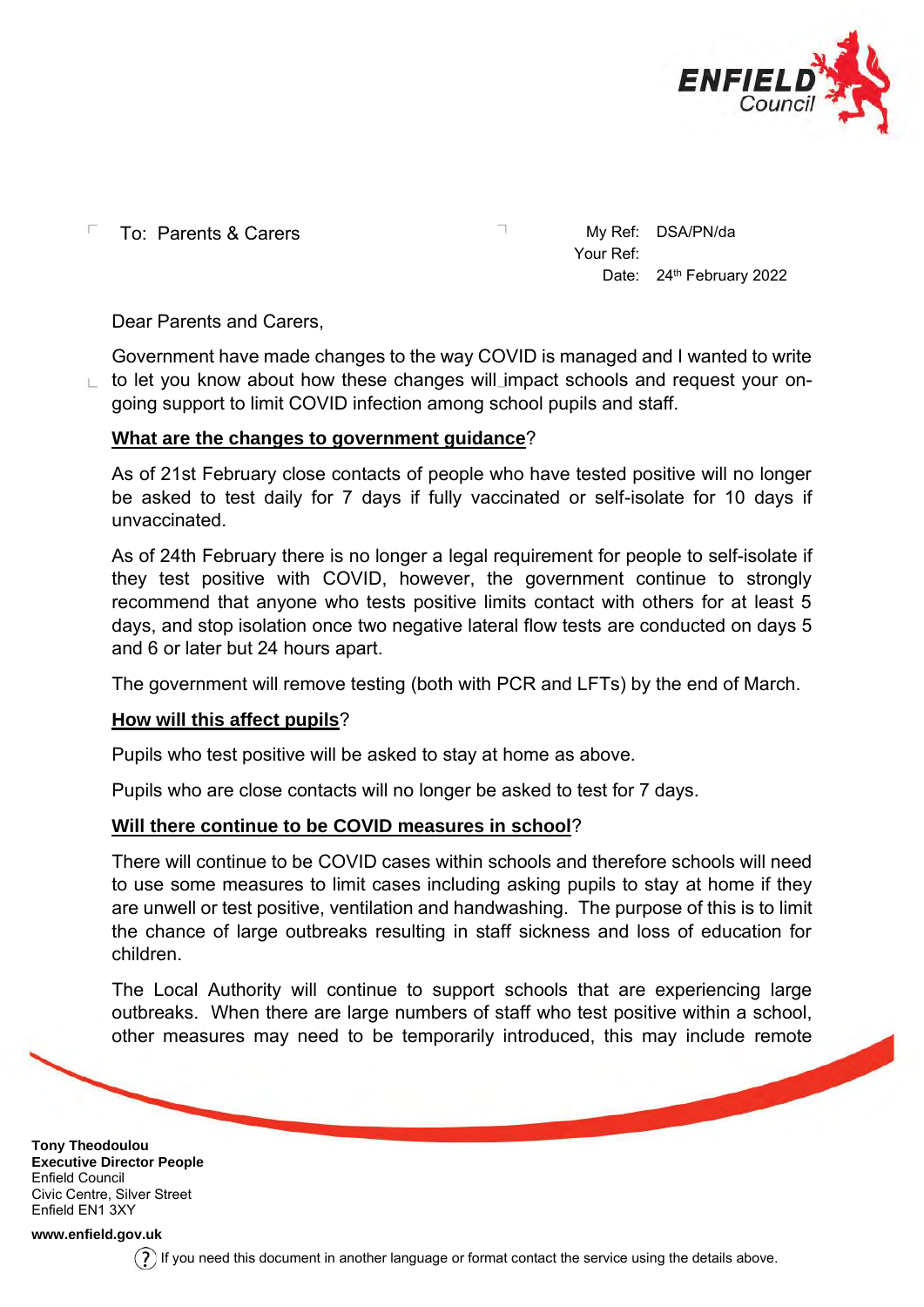To: Parents & Carers

My Ref: DSA/PN/da
Your Ref:
Date: 24th February 2022

Dear Parents and Carers,

Government have made changes to the way COVID is managed and I wanted to write to let you know about how these changes will impact schools and request your on-going support to limit COVID infection among school pupils and staff.

**What are the changes to government guidance?**

As of 21st February close contacts of people who have tested positive will no longer be asked to test daily for 7 days if fully vaccinated or self-isolate for 10 days if unvaccinated.

As of 24th February there is no longer a legal requirement for people to self-isolate if they test positive with COVID, however, the government continue to strongly recommend that anyone who tests positive limits contact with others for at least 5 days, and stop isolation once two negative lateral flow tests are conducted on days 5 and 6 or later but 24 hours apart.

The government will remove testing (both with PCR and LFTs) by the end of March.

**How will this affect pupils?**

Pupils who test positive will be asked to stay at home as above.

Pupils who are close contacts will no longer be asked to test for 7 days.

**Will there continue to be COVID measures in school?**

There will continue to be COVID cases within schools and therefore schools will need to use some measures to limit cases including asking pupils to stay at home if they are unwell or test positive, ventilation and handwashing. The purpose of this is to limit the chance of large outbreaks resulting in staff sickness and loss of education for children.

The Local Authority will continue to support schools that are experiencing large outbreaks. When there are large numbers of staff who test positive within a school, other measures may need to be temporarily introduced, this may include remote

**Tony Theodoulou**
**Executive Director People**
Enfield Council
Civic Centre, Silver Street
Enfield EN1 3XY

**www.enfield.gov.uk**

If you need this document in another language or format contact the service using the details above.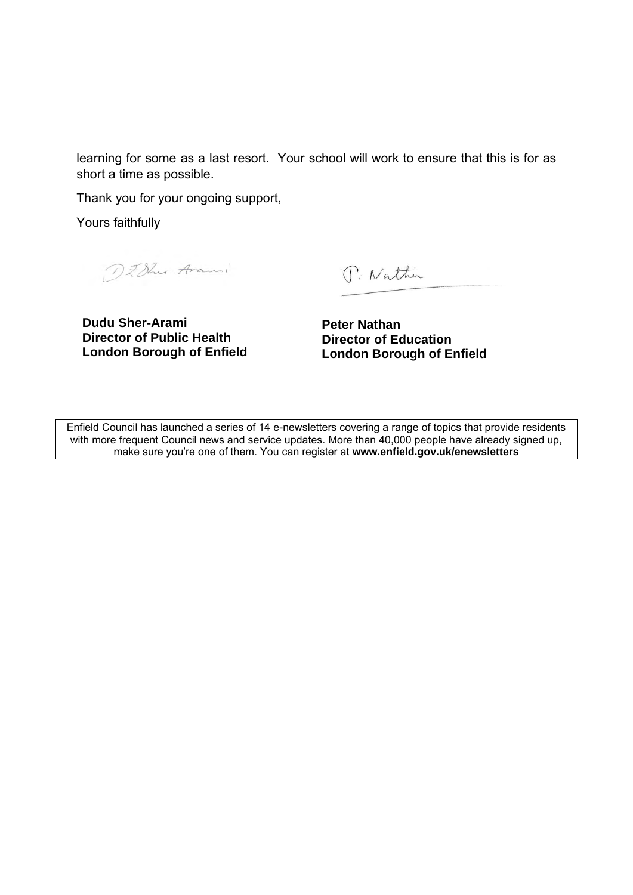learning for some as a last resort. Your school will work to ensure that this is for as short a time as possible.

Thank you for your ongoing support,

Yours faithfully

**Dudu Sher-Arami**
**Director of Public Health**
**London Borough of Enfield**

**Peter Nathan**
**Director of Education**
**London Borough of Enfield**

Enfield Council has launched a series of 14 e-newsletters covering a range of topics that provide residents with more frequent Council news and service updates. More than 40,000 people have already signed up, make sure you're one of them. You can register at **www.enfield.gov.uk/enewsletters**